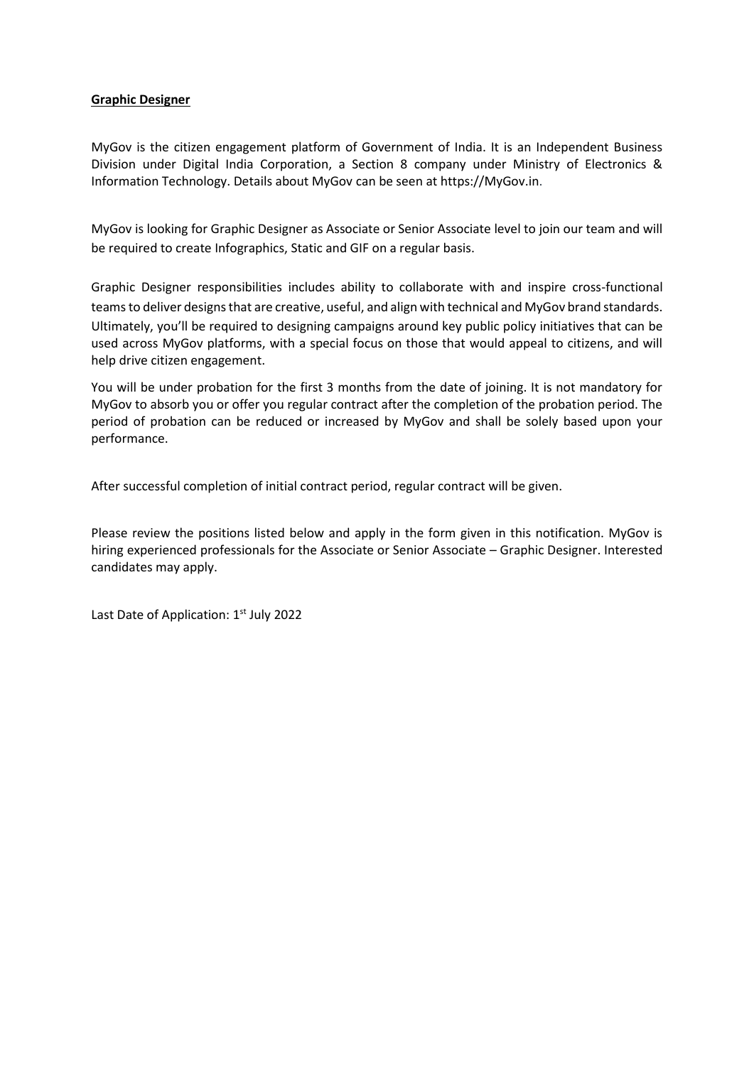**Graphic Designer**

MyGov is the citizen engagement platform of Government of India. It is an Independent Business Division under Digital India Corporation, a Section 8 company under Ministry of Electronics & Information Technology. Details about MyGov can be seen at https://MyGov.in.

MyGov is looking for Graphic Designer as Associate or Senior Associate level to join our team and will be required to create Infographics, Static and GIF on a regular basis.

Graphic Designer responsibilities includes ability to collaborate with and inspire cross-functional teams to deliver designs that are creative, useful, and align with technical and MyGov brand standards. Ultimately, you'll be required to designing campaigns around key public policy initiatives that can be used across MyGov platforms, with a special focus on those that would appeal to citizens, and will help drive citizen engagement.

You will be under probation for the first 3 months from the date of joining. It is not mandatory for MyGov to absorb you or offer you regular contract after the completion of the probation period. The period of probation can be reduced or increased by MyGov and shall be solely based upon your performance.

After successful completion of initial contract period, regular contract will be given.

Please review the positions listed below and apply in the form given in this notification. MyGov is hiring experienced professionals for the Associate or Senior Associate – Graphic Designer. Interested candidates may apply.

Last Date of Application: 1st July 2022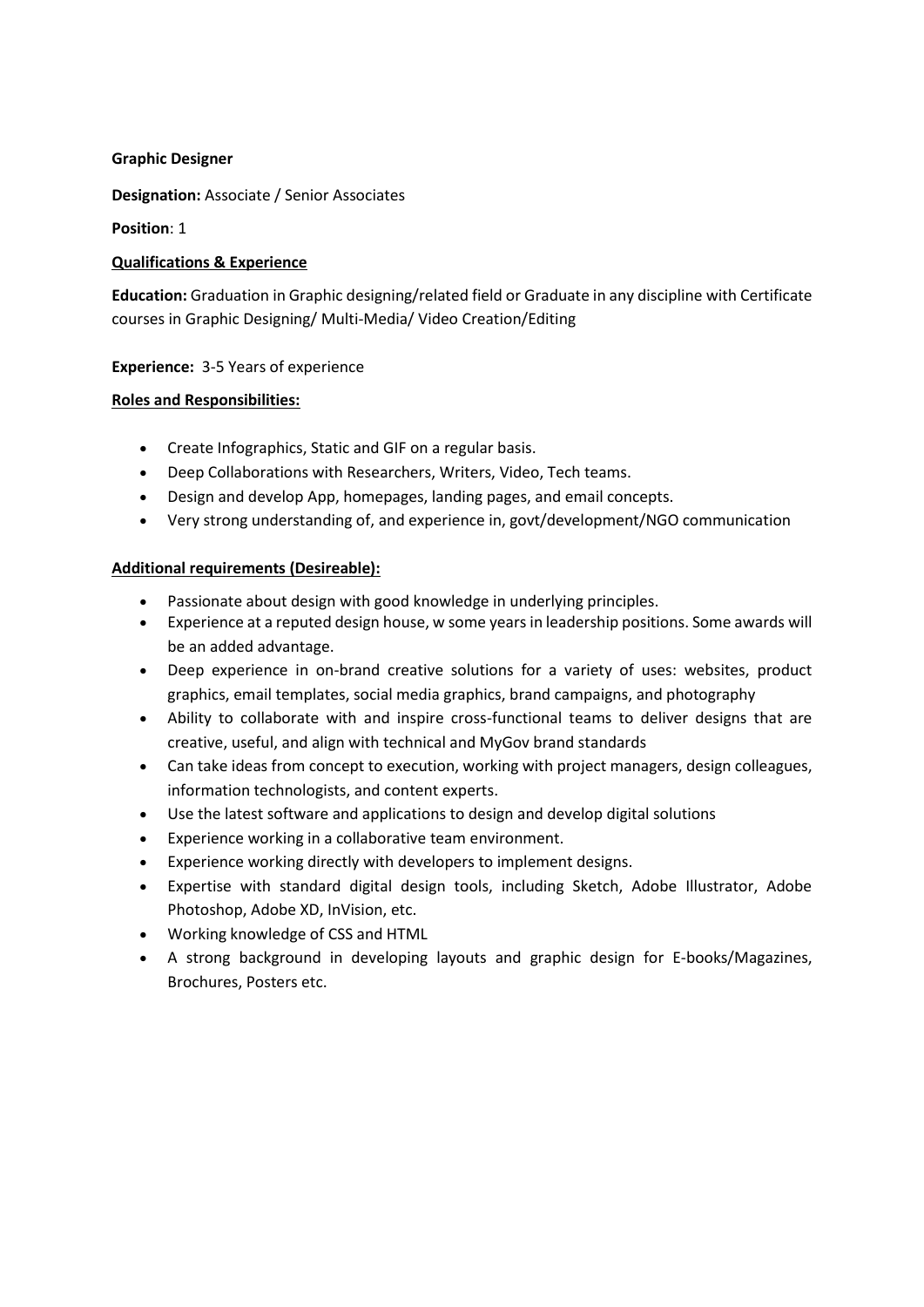**Graphic Designer**

**Designation:** Associate / Senior Associates

**Position**: 1

**<u>Qualifications & Experience</u>**

**Education:** Graduation in Graphic designing/related field or Graduate in any discipline with Certificate courses in Graphic Designing/ Multi-Media/ Video Creation/Editing

**Experience:** 3-5 Years of experience

**<u>Roles and Responsibilities:</u>**

- Create Infographics, Static and GIF on a regular basis.
- Deep Collaborations with Researchers, Writers, Video, Tech teams.
- Design and develop App, homepages, landing pages, and email concepts.
- Very strong understanding of, and experience in, govt/development/NGO communication

**<u>Additional requirements (Desireable):</u>**

- Passionate about design with good knowledge in underlying principles.
- Experience at a reputed design house, w some years in leadership positions. Some awards will be an added advantage.
- Deep experience in on-brand creative solutions for a variety of uses: websites, product graphics, email templates, social media graphics, brand campaigns, and photography
- Ability to collaborate with and inspire cross-functional teams to deliver designs that are creative, useful, and align with technical and MyGov brand standards
- Can take ideas from concept to execution, working with project managers, design colleagues, information technologists, and content experts.
- Use the latest software and applications to design and develop digital solutions
- Experience working in a collaborative team environment.
- Experience working directly with developers to implement designs.
- Expertise with standard digital design tools, including Sketch, Adobe Illustrator, Adobe Photoshop, Adobe XD, InVision, etc.
- Working knowledge of CSS and HTML
- A strong background in developing layouts and graphic design for E-books/Magazines, Brochures, Posters etc.